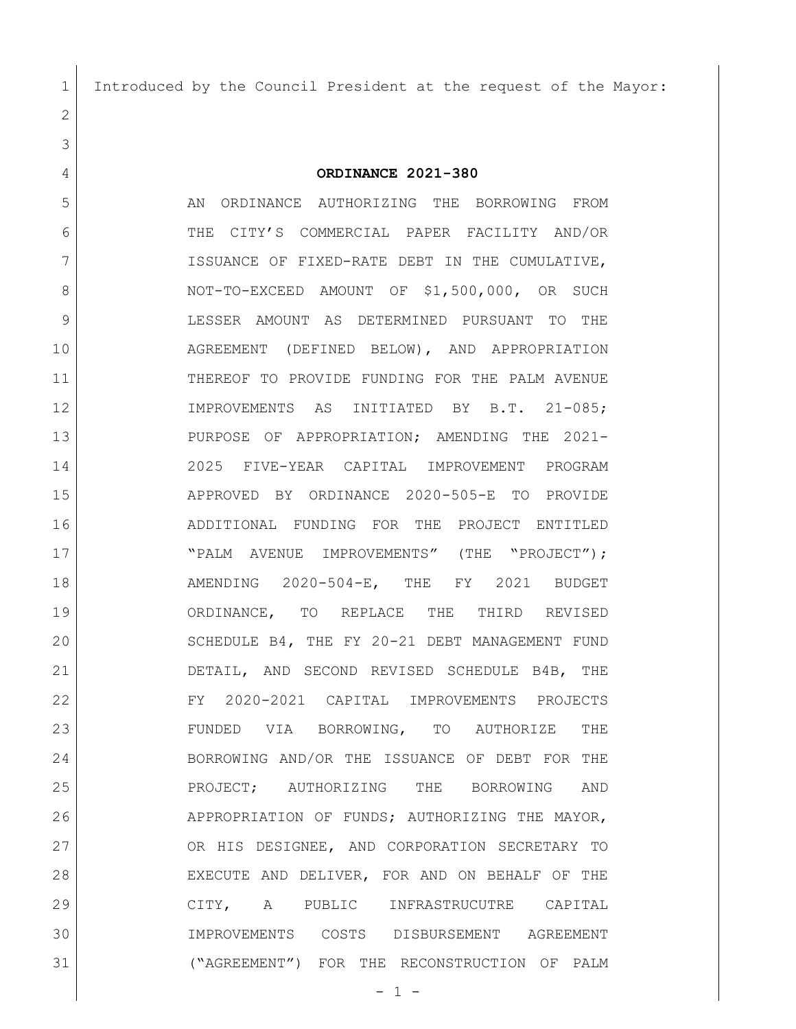Introduced by the Council President at the request of the Mayor:

**ORDINANCE 2021-380**

AN ORDINANCE AUTHORIZING THE BORROWING FROM THE CITY'S COMMERCIAL PAPER FACILITY AND/OR ISSUANCE OF FIXED-RATE DEBT IN THE CUMULATIVE, NOT-TO-EXCEED AMOUNT OF $1,500,000, OR SUCH LESSER AMOUNT AS DETERMINED PURSUANT TO THE AGREEMENT (DEFINED BELOW), AND APPROPRIATION THEREOF TO PROVIDE FUNDING FOR THE PALM AVENUE IMPROVEMENTS AS INITIATED BY B.T. 21-085; PURPOSE OF APPROPRIATION; AMENDING THE 2021-2025 FIVE-YEAR CAPITAL IMPROVEMENT PROGRAM APPROVED BY ORDINANCE 2020-505-E TO PROVIDE ADDITIONAL FUNDING FOR THE PROJECT ENTITLED "PALM AVENUE IMPROVEMENTS" (THE "PROJECT"); AMENDING 2020-504-E, THE FY 2021 BUDGET ORDINANCE, TO REPLACE THE THIRD REVISED SCHEDULE B4, THE FY 20-21 DEBT MANAGEMENT FUND DETAIL, AND SECOND REVISED SCHEDULE B4B, THE FY 2020-2021 CAPITAL IMPROVEMENTS PROJECTS FUNDED VIA BORROWING, TO AUTHORIZE THE BORROWING AND/OR THE ISSUANCE OF DEBT FOR THE PROJECT; AUTHORIZING THE BORROWING AND APPROPRIATION OF FUNDS; AUTHORIZING THE MAYOR, OR HIS DESIGNEE, AND CORPORATION SECRETARY TO EXECUTE AND DELIVER, FOR AND ON BEHALF OF THE CITY, A PUBLIC INFRASTRUCUTRE CAPITAL IMPROVEMENTS COSTS DISBURSEMENT AGREEMENT ("AGREEMENT") FOR THE RECONSTRUCTION OF PALM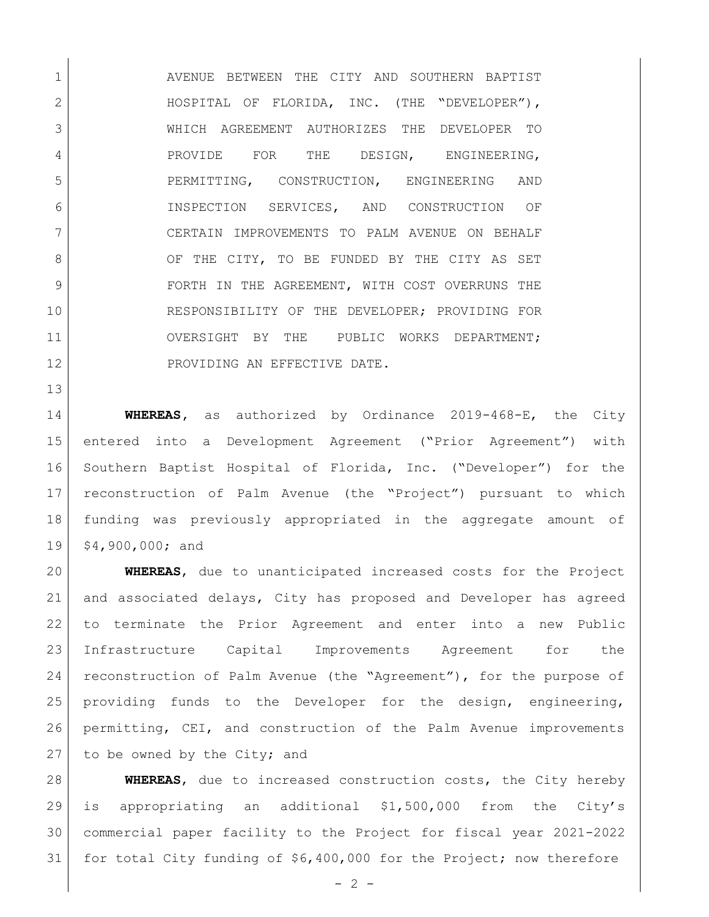AVENUE BETWEEN THE CITY AND SOUTHERN BAPTIST HOSPITAL OF FLORIDA, INC. (THE "DEVELOPER"), WHICH AGREEMENT AUTHORIZES THE DEVELOPER TO PROVIDE FOR THE DESIGN, ENGINEERING, PERMITTING, CONSTRUCTION, ENGINEERING AND INSPECTION SERVICES, AND CONSTRUCTION OF CERTAIN IMPROVEMENTS TO PALM AVENUE ON BEHALF OF THE CITY, TO BE FUNDED BY THE CITY AS SET FORTH IN THE AGREEMENT, WITH COST OVERRUNS THE RESPONSIBILITY OF THE DEVELOPER; PROVIDING FOR OVERSIGHT BY THE PUBLIC WORKS DEPARTMENT; PROVIDING AN EFFECTIVE DATE.

**WHEREAS**, as authorized by Ordinance 2019-468-E, the City entered into a Development Agreement ("Prior Agreement") with Southern Baptist Hospital of Florida, Inc. ("Developer") for the reconstruction of Palm Avenue (the "Project") pursuant to which funding was previously appropriated in the aggregate amount of $4,900,000; and

**WHEREAS**, due to unanticipated increased costs for the Project and associated delays, City has proposed and Developer has agreed to terminate the Prior Agreement and enter into a new Public Infrastructure Capital Improvements Agreement for the reconstruction of Palm Avenue (the "Agreement"), for the purpose of providing funds to the Developer for the design, engineering, permitting, CEI, and construction of the Palm Avenue improvements to be owned by the City; and

**WHEREAS**, due to increased construction costs, the City hereby is appropriating an additional $1,500,000 from the City's commercial paper facility to the Project for fiscal year 2021-2022 for total City funding of $6,400,000 for the Project; now therefore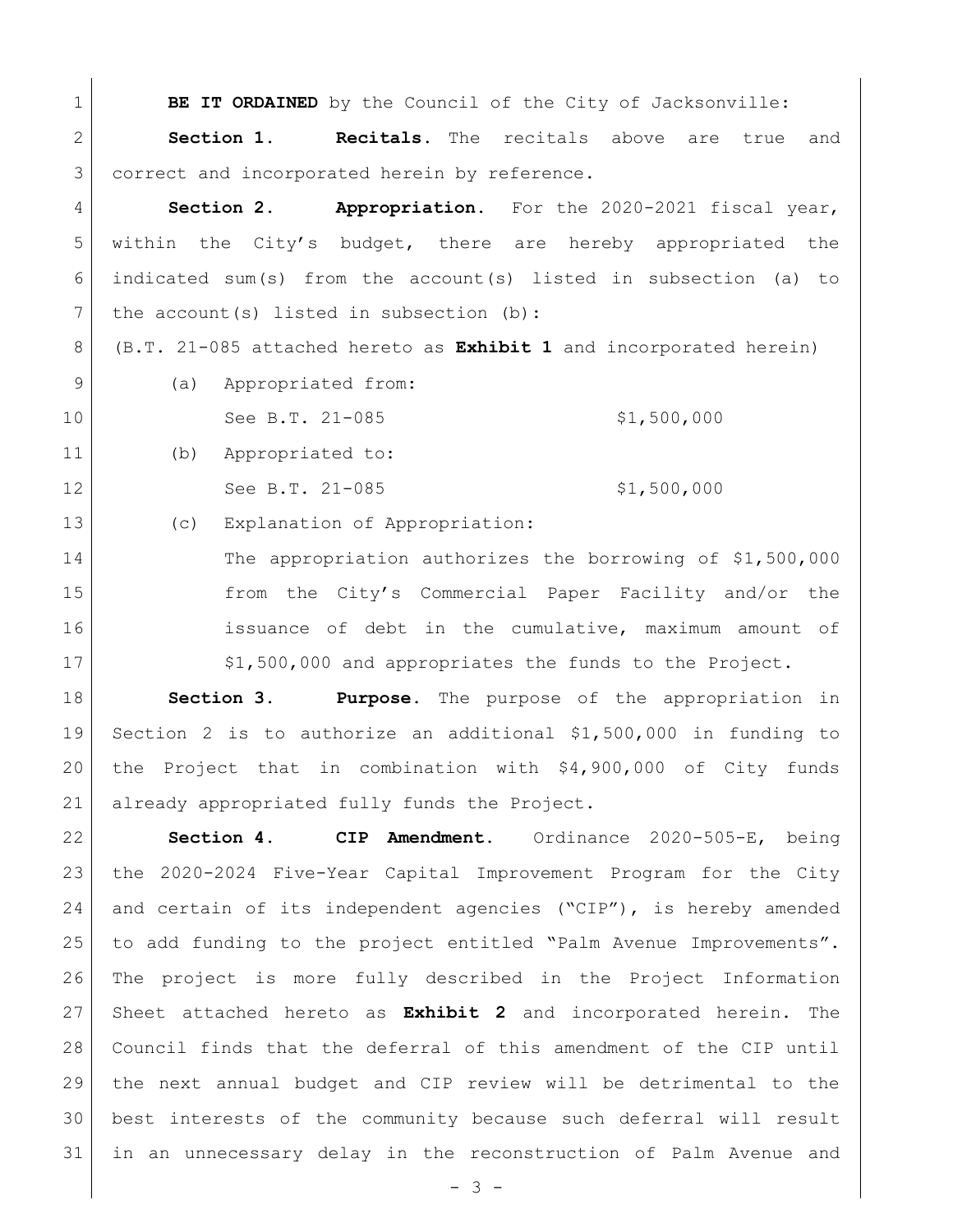**BE IT ORDAINED** by the Council of the City of Jacksonville:

**Section 1. Recitals.** The recitals above are true and correct and incorporated herein by reference.

**Section 2. Appropriation.** For the 2020-2021 fiscal year, within the City's budget, there are hereby appropriated the indicated sum(s) from the account(s) listed in subsection (a) to the account(s) listed in subsection (b):

(B.T. 21-085 attached hereto as **Exhibit 1** and incorporated herein)

(a) Appropriated from:

See B.T. 21-085 $1,500,000

(b) Appropriated to:

See B.T. 21-085 $1,500,000

(c) Explanation of Appropriation:

The appropriation authorizes the borrowing of $1,500,000 from the City's Commercial Paper Facility and/or the issuance of debt in the cumulative, maximum amount of $1,500,000 and appropriates the funds to the Project.

**Section 3. Purpose.** The purpose of the appropriation in Section 2 is to authorize an additional $1,500,000 in funding to the Project that in combination with $4,900,000 of City funds already appropriated fully funds the Project.

**Section 4. CIP Amendment.** Ordinance 2020-505-E, being the 2020-2024 Five-Year Capital Improvement Program for the City and certain of its independent agencies ("CIP"), is hereby amended to add funding to the project entitled "Palm Avenue Improvements". The project is more fully described in the Project Information Sheet attached hereto as **Exhibit 2** and incorporated herein. The Council finds that the deferral of this amendment of the CIP until the next annual budget and CIP review will be detrimental to the best interests of the community because such deferral will result in an unnecessary delay in the reconstruction of Palm Avenue and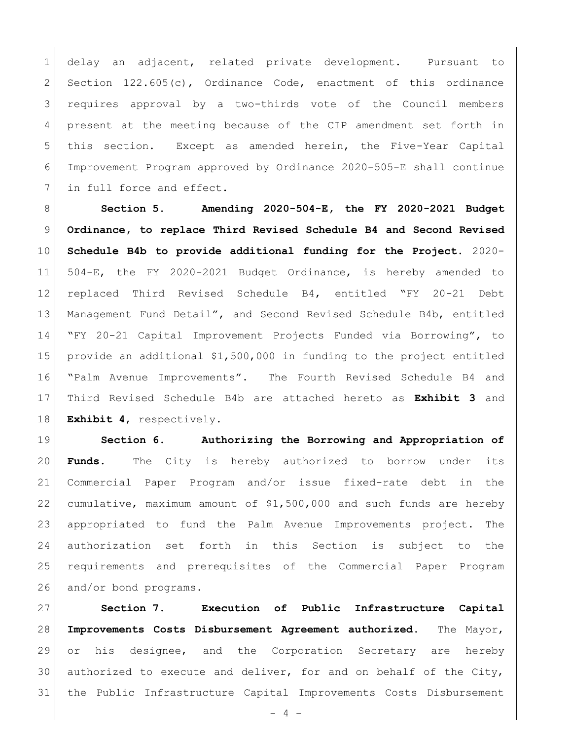delay an adjacent, related private development. Pursuant to Section 122.605(c), Ordinance Code, enactment of this ordinance requires approval by a two-thirds vote of the Council members present at the meeting because of the CIP amendment set forth in this section. Except as amended herein, the Five-Year Capital Improvement Program approved by Ordinance 2020-505-E shall continue in full force and effect.

**Section 5. Amending 2020-504-E, the FY 2020-2021 Budget Ordinance, to replace Third Revised Schedule B4 and Second Revised Schedule B4b to provide additional funding for the Project.** 2020-504-E, the FY 2020-2021 Budget Ordinance, is hereby amended to replaced Third Revised Schedule B4, entitled "FY 20-21 Debt Management Fund Detail", and Second Revised Schedule B4b, entitled "FY 20-21 Capital Improvement Projects Funded via Borrowing", to provide an additional $1,500,000 in funding to the project entitled "Palm Avenue Improvements". The Fourth Revised Schedule B4 and Third Revised Schedule B4b are attached hereto as **Exhibit 3** and **Exhibit 4**, respectively.

**Section 6. Authorizing the Borrowing and Appropriation of Funds.** The City is hereby authorized to borrow under its Commercial Paper Program and/or issue fixed-rate debt in the cumulative, maximum amount of $1,500,000 and such funds are hereby appropriated to fund the Palm Avenue Improvements project. The authorization set forth in this Section is subject to the requirements and prerequisites of the Commercial Paper Program and/or bond programs.

**Section 7. Execution of Public Infrastructure Capital Improvements Costs Disbursement Agreement authorized.** The Mayor, or his designee, and the Corporation Secretary are hereby authorized to execute and deliver, for and on behalf of the City, the Public Infrastructure Capital Improvements Costs Disbursement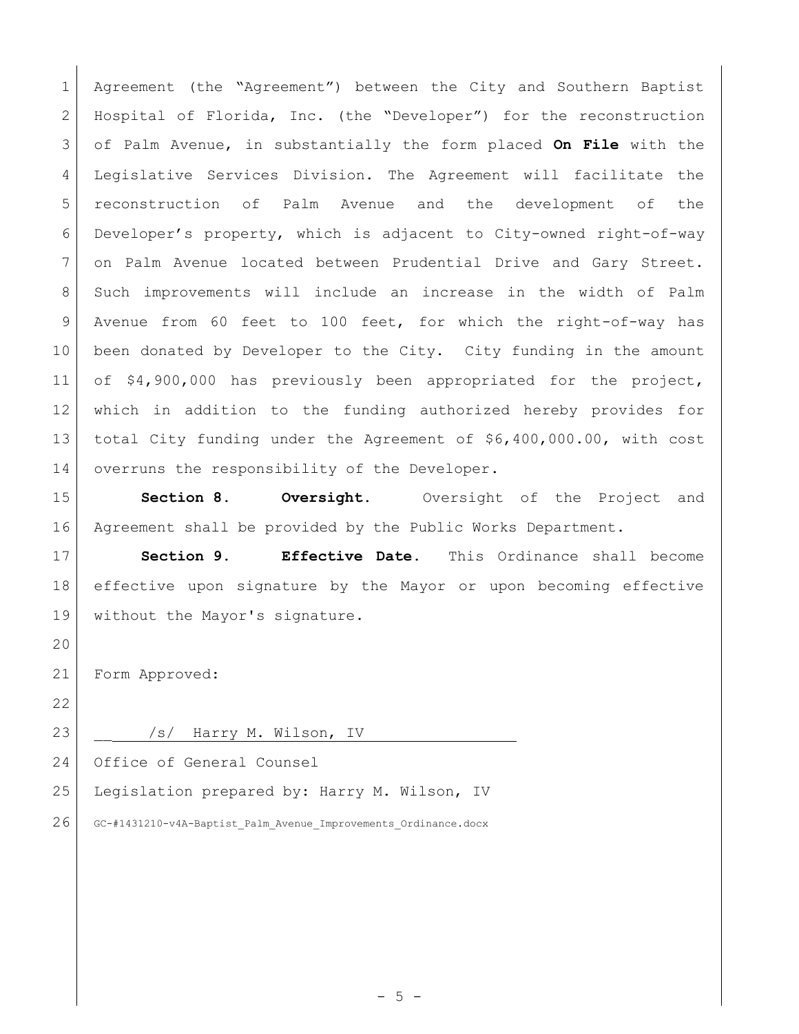Agreement (the "Agreement") between the City and Southern Baptist Hospital of Florida, Inc. (the "Developer") for the reconstruction of Palm Avenue, in substantially the form placed **On File** with the Legislative Services Division. The Agreement will facilitate the reconstruction of Palm Avenue and the development of the Developer's property, which is adjacent to City-owned right-of-way on Palm Avenue located between Prudential Drive and Gary Street. Such improvements will include an increase in the width of Palm Avenue from 60 feet to 100 feet, for which the right-of-way has been donated by Developer to the City. City funding in the amount of $4,900,000 has previously been appropriated for the project, which in addition to the funding authorized hereby provides for total City funding under the Agreement of $6,400,000.00, with cost overruns the responsibility of the Developer.

**Section 8. Oversight.** Oversight of the Project and Agreement shall be provided by the Public Works Department.

**Section 9. Effective Date.** This Ordinance shall become effective upon signature by the Mayor or upon becoming effective without the Mayor's signature.

Form Approved:

/s/ Harry M. Wilson, IV

Office of General Counsel

Legislation prepared by: Harry M. Wilson, IV

GC-#1431210-v4A-Baptist_Palm_Avenue_Improvements_Ordinance.docx